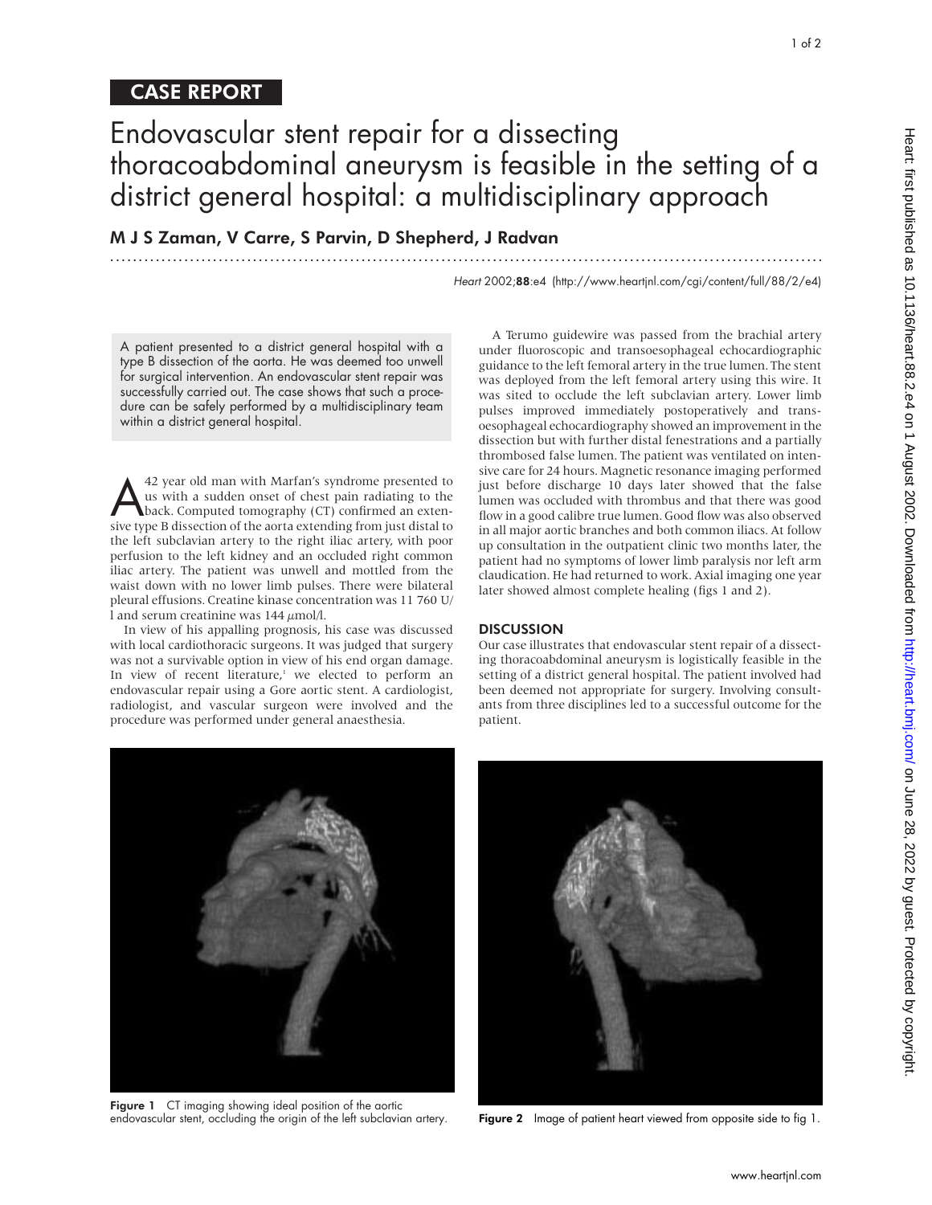CASE REPORT

# Endovascular stent repair for a dissecting thoracoabdominal aneurysm is feasible in the setting of a district general hospital: a multidisciplinary approach

**M J S Zaman, V Carre, S Parvin, D Shepherd, J Radvan**

A patient presented to a district general hospital with a type B dissection of the aorta. He was deemed too unwell for surgical intervention. An endovascular stent repair was successfully carried out. The case shows that such a procedure can be safely performed by a multidisciplinary team within a district general hospital.

A 42 year old man with Marfan's syndrome presented to us with a sudden onset of chest pain radiating to the back. Computed tomography (CT) confirmed an extensive type B dissection of the aorta extending from just distal to the left subclavian artery to the right iliac artery, with poor perfusion to the left kidney and an occluded right common iliac artery. The patient was unwell and mottled from the waist down with no lower limb pulses. There were bilateral pleural effusions. Creatine kinase concentration was 11 760 U/l and serum creatinine was 144 μmol/l.

In view of his appalling prognosis, his case was discussed with local cardiothoracic surgeons. It was judged that surgery was not a survivable option in view of his end organ damage. In view of recent literature,[1] we elected to perform an endovascular repair using a Gore aortic stent. A cardiologist, radiologist, and vascular surgeon were involved and the procedure was performed under general anaesthesia.

A Terumo guidewire was passed from the brachial artery under fluoroscopic and transoesophageal echocardiographic guidance to the left femoral artery in the true lumen. The stent was deployed from the left femoral artery using this wire. It was sited to occlude the left subclavian artery. Lower limb pulses improved immediately postoperatively and transoesophageal echocardiography showed an improvement in the dissection but with further distal fenestrations and a partially thrombosed false lumen. The patient was ventilated on intensive care for 24 hours. Magnetic resonance imaging performed just before discharge 10 days later showed that the false lumen was occluded with thrombus and that there was good flow in a good calibre true lumen. Good flow was also observed in all major aortic branches and both common iliacs. At follow up consultation in the outpatient clinic two months later, the patient had no symptoms of lower limb paralysis nor left arm claudication. He had returned to work. Axial imaging one year later showed almost complete healing (figs 1 and 2).

## DISCUSSION

Our case illustrates that endovascular stent repair of a dissecting thoracoabdominal aneurysm is logistically feasible in the setting of a district general hospital. The patient involved had been deemed not appropriate for surgery. Involving consultants from three disciplines led to a successful outcome for the patient.

**Figure 1** CT imaging showing ideal position of the aortic endovascular stent, occluding the origin of the left subclavian artery.

**Figure 2** Image of patient heart viewed from opposite side to fig 1.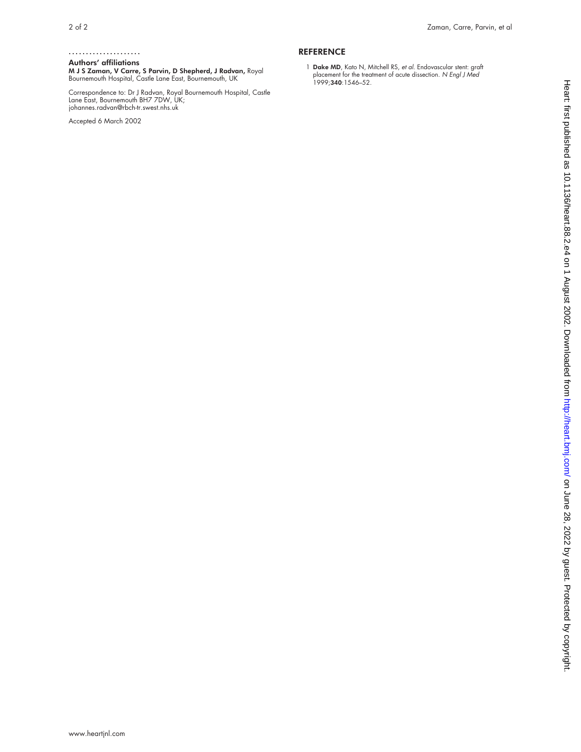## Authors' affiliations

**M J S Zaman, V Carre, S Parvin, D Shepherd, J Radvan,** Royal Bournemouth Hospital, Castle Lane East, Bournemouth, UK

Correspondence to: Dr J Radvan, Royal Bournemouth Hospital, Castle Lane East, Bournemouth BH7 7DW, UK; johannes.radvan@rbch-tr.swest.nhs.uk

Accepted 6 March 2002

## REFERENCE

1 **Dake MD**, Kato N, Mitchell RS, *et al*. Endovascular stent: graft placement for the treatment of acute dissection. *N Engl J Med* 1999;**340**:1546–52.